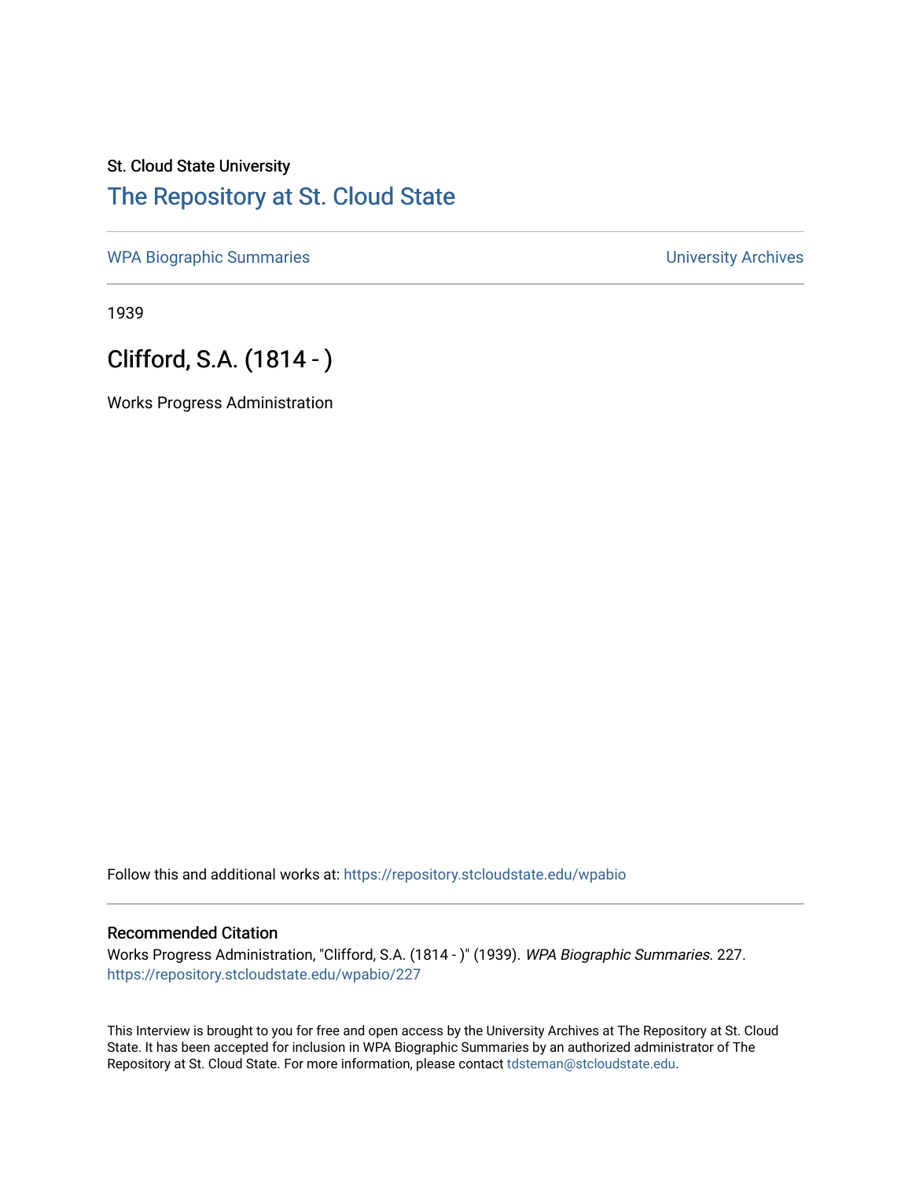St. Cloud State University

# The Repository at St. Cloud State

WPA Biographic Summaries | University Archives

1939

## Clifford, S.A. (1814 - )

Works Progress Administration

Follow this and additional works at: https://repository.stcloudstate.edu/wpabio

### Recommended Citation

Works Progress Administration, "Clifford, S.A. (1814 - )" (1939). *WPA Biographic Summaries.* 227.
https://repository.stcloudstate.edu/wpabio/227

This Interview is brought to you for free and open access by the University Archives at The Repository at St. Cloud State. It has been accepted for inclusion in WPA Biographic Summaries by an authorized administrator of The Repository at St. Cloud State. For more information, please contact tdsteman@stcloudstate.edu.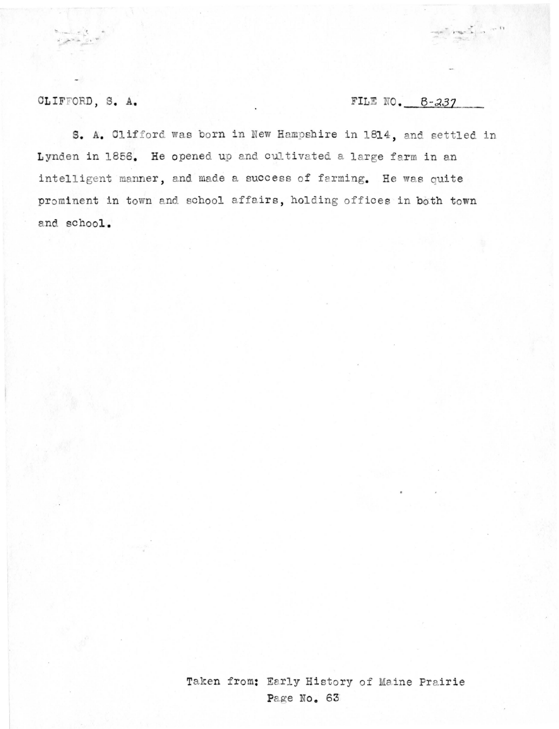CLIFFORD, S. A. FILE NO. B-237

S. A. Clifford was born in New Hampshire in 1814, and settled in Lynden in 1856. He opened up and cultivated a large farm in an intelligent manner, and made a success of farming. He was quite prominent in town and school affairs, holding offices in both town and school.

Taken from: Early History of Maine Prairie
Page No. 63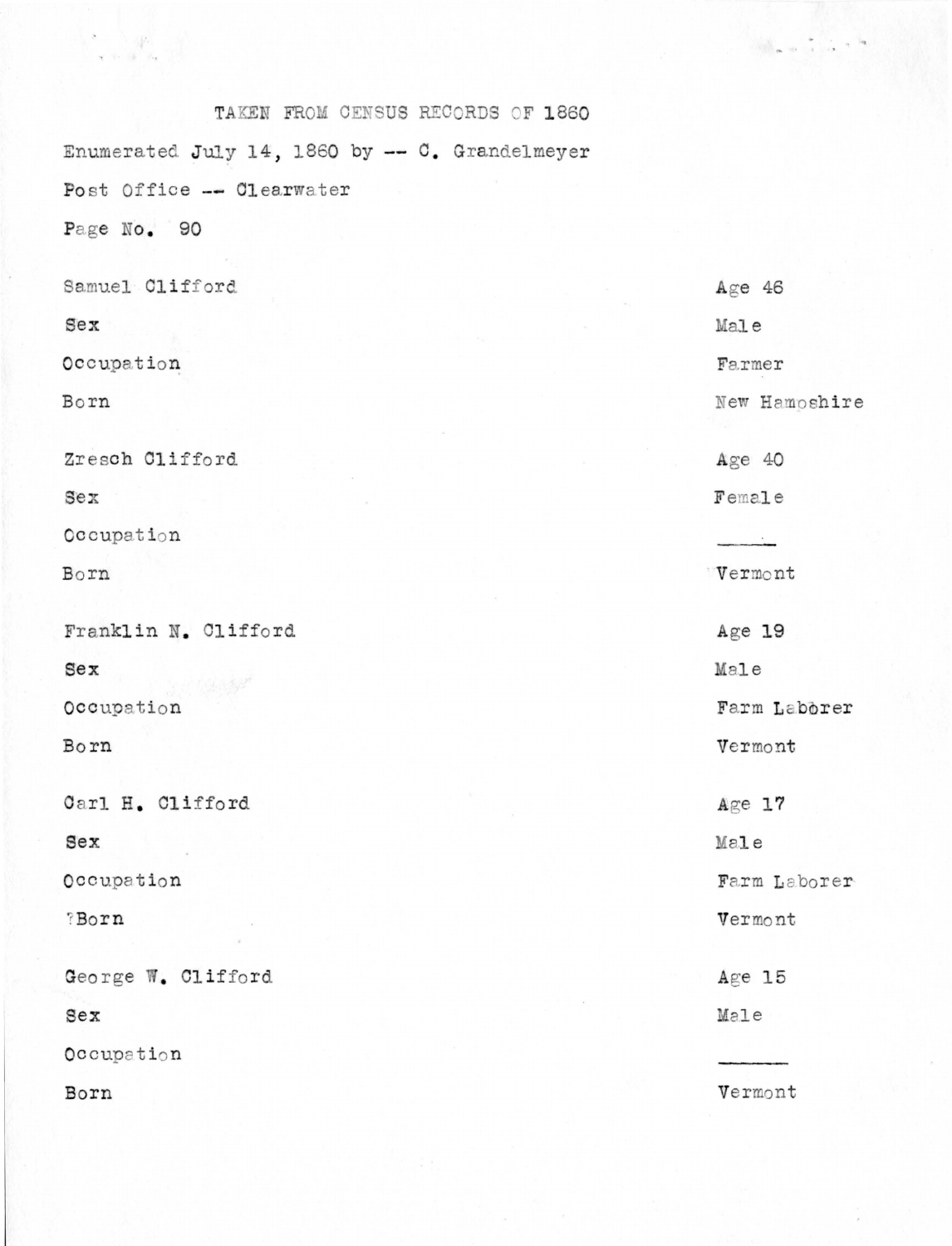TAKEN FROM CENSUS RECORDS OF 1860

Enumerated July 14, 1860 by -- C. Grandelmeyer

Post Office -- Clearwater

Page No. 90

| | |
|---|---|
| Samuel Clifford | Age 46 |
| Sex | Male |
| Occupation | Farmer |
| Born | New Hampshire |
| | |
| Zresch Clifford | Age 40 |
| Sex | Female |
| Occupation | ______ |
| Born | Vermont |
| | |
| Franklin N. Clifford | Age 19 |
| Sex | Male |
| Occupation | Farm Laborer |
| Born | Vermont |
| | |
| Carl H. Clifford | Age 17 |
| Sex | Male |
| Occupation | Farm Laborer |
| Born | Vermont |
| | |
| George W. Clifford | Age 15 |
| Sex | Male |
| Occupation | ______ |
| Born | Vermont |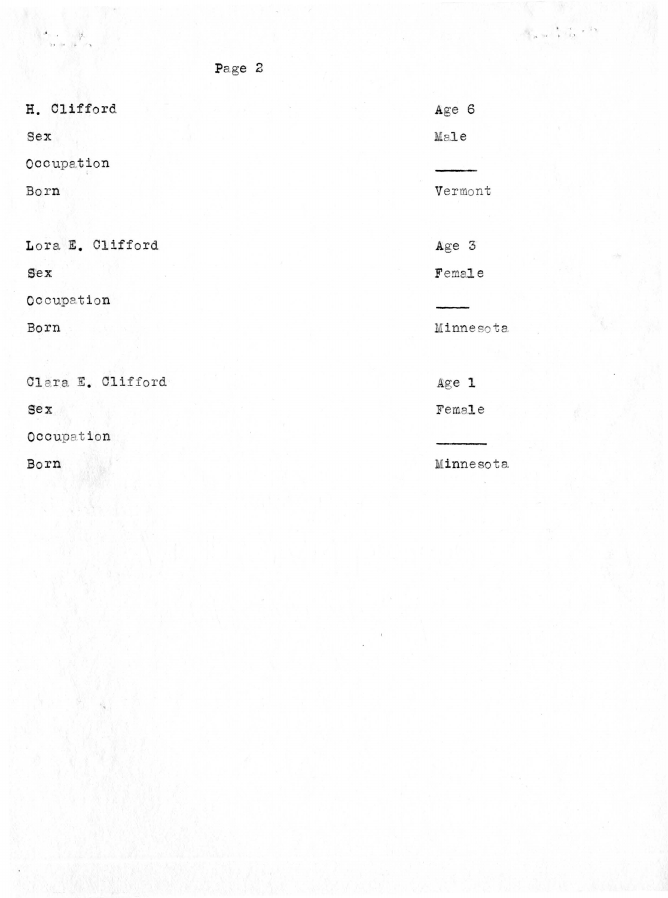| | |
|---|---|
| H. Clifford | Age 6 |
| Sex | Male |
| Occupation | ——— |
| Born | Vermont |
| | |
| Lora E. Clifford | Age 3 |
| Sex | Female |
| Occupation | ——— |
| Born | Minnesota |
| | |
| Clara E. Clifford | Age 1 |
| Sex | Female |
| Occupation | ——— |
| Born | Minnesota |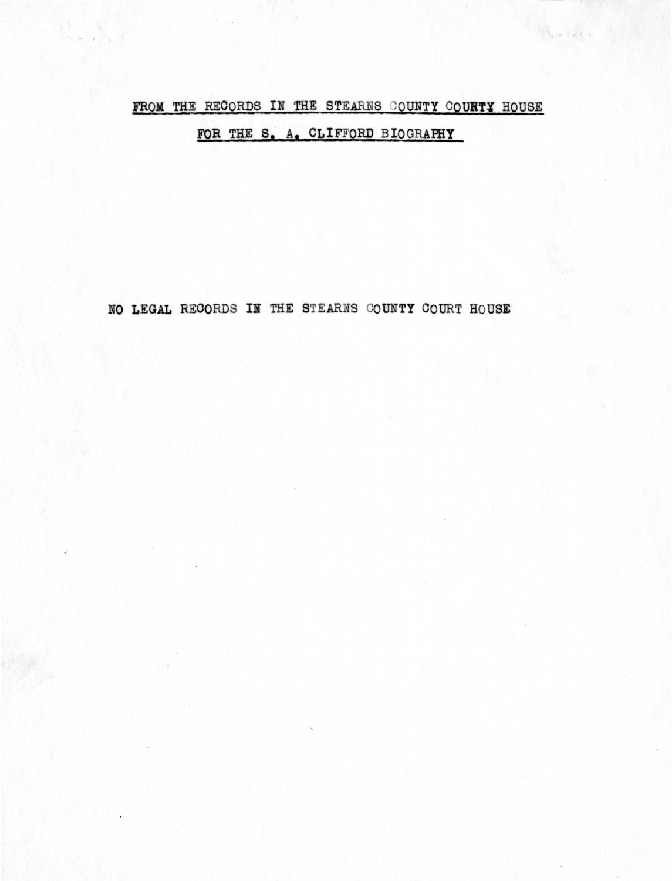## FROM THE RECORDS IN THE STEARNS COUNTY COURTY HOUSE

## FOR THE S. A. CLIFFORD BIOGRAPHY

NO LEGAL RECORDS IN THE STEARNS COUNTY COURT HOUSE